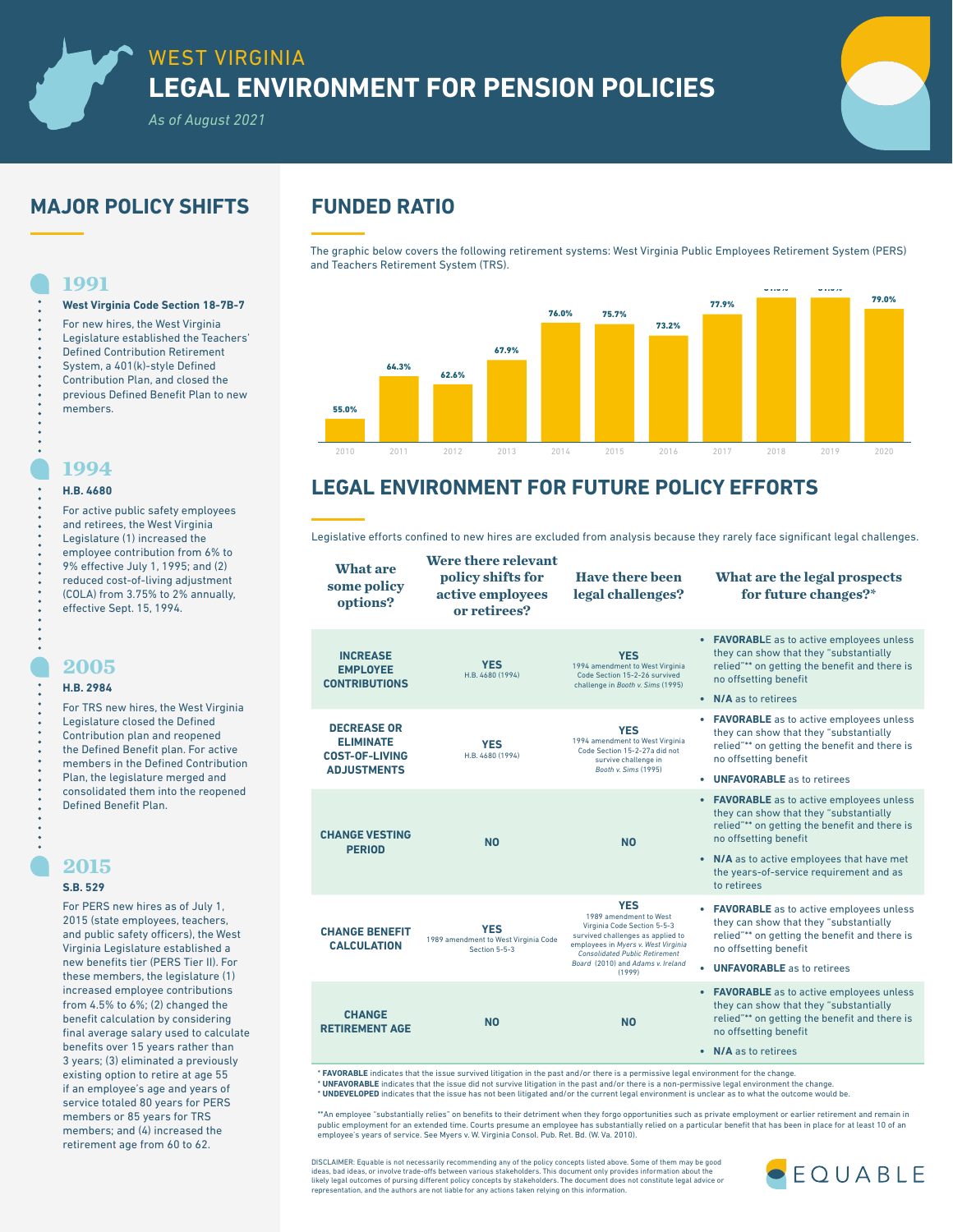# WEST VIRGINIA
# LEGAL ENVIRONMENT FOR PENSION POLICIES

*As of August 2021*

## MAJOR POLICY SHIFTS

### 1991

**West Virginia Code Section 18-7B-7**

For new hires, the West Virginia Legislature established the Teachers' Defined Contribution Retirement System, a 401(k)-style Defined Contribution Plan, and closed the previous Defined Benefit Plan to new members.

### 1994

**H.B. 4680**

For active public safety employees and retirees, the West Virginia Legislature (1) increased the employee contribution from 6% to 9% effective July 1, 1995; and (2) reduced cost-of-living adjustment (COLA) from 3.75% to 2% annually, effective Sept. 15, 1994.

### 2005

**H.B. 2984**

For TRS new hires, the West Virginia Legislature closed the Defined Contribution plan and reopened the Defined Benefit plan. For active members in the Defined Contribution Plan, the legislature merged and consolidated them into the reopened Defined Benefit Plan.

### 2015

**S.B. 529**

For PERS new hires as of July 1, 2015 (state employees, teachers, and public safety officers), the West Virginia Legislature established a new benefits tier (PERS Tier II). For these members, the legislature (1) increased employee contributions from 4.5% to 6%; (2) changed the benefit calculation by considering final average salary used to calculate benefits over 15 years rather than 3 years; (3) eliminated a previously existing option to retire at age 55 if an employee's age and years of service totaled 80 years for PERS members or 85 years for TRS members; and (4) increased the retirement age from 60 to 62.

## FUNDED RATIO

The graphic below covers the following retirement systems: West Virginia Public Employees Retirement System (PERS) and Teachers Retirement System (TRS).

| Year | Funded Ratio |
|---|---|
| 2010 | 55.0% |
| 2011 | 64.3% |
| 2012 | 62.6% |
| 2013 | 67.9% |
| 2014 | 76.0% |
| 2015 | 75.7% |
| 2016 | 73.2% |
| 2017 | 77.9% |
| 2018 | 81.5% |
| 2019 | 81.5% |
| 2020 | 79.0% |

## LEGAL ENVIRONMENT FOR FUTURE POLICY EFFORTS

Legislative efforts confined to new hires are excluded from analysis because they rarely face significant legal challenges.

| What are some policy options? | Were there relevant policy shifts for active employees or retirees? | Have there been legal challenges? | What are the legal prospects for future changes?* |
|---|---|---|---|
| **INCREASE EMPLOYEE CONTRIBUTIONS** | **YES** H.B. 4680 (1994) | **YES** 1994 amendment to West Virginia Code Section 15-2-26 survived challenge in *Booth v. Sims* (1995) | • **FAVORABLE** as to active employees unless they can show that they "substantially relied"** on getting the benefit and there is no offsetting benefit<br>• **N/A** as to retirees |
| **DECREASE OR ELIMINATE COST-OF-LIVING ADJUSTMENTS** | **YES** H.B. 4680 (1994) | **YES** 1994 amendment to West Virginia Code Section 15-2-27a did not survive challenge in *Booth v. Sims* (1995) | • **FAVORABLE** as to active employees unless they can show that they "substantially relied"** on getting the benefit and there is no offsetting benefit<br>• **UNFAVORABLE** as to retirees |
| **CHANGE VESTING PERIOD** | **NO** | **NO** | • **FAVORABLE** as to active employees unless they can show that they "substantially relied"** on getting the benefit and there is no offsetting benefit<br>• **N/A** as to active employees that have met the years-of-service requirement and as to retirees |
| **CHANGE BENEFIT CALCULATION** | **YES** 1989 amendment to West Virginia Code Section 5-5-3 | **YES** 1989 amendment to West Virginia Code Section 5-5-3 survived challenges as applied to employees in *Myers v. West Virginia Consolidated Public Retirement Board* (2010) and *Adams v. Ireland* (1999) | • **FAVORABLE** as to active employees unless they can show that they "substantially relied"** on getting the benefit and there is no offsetting benefit<br>• **UNFAVORABLE** as to retirees |
| **CHANGE RETIREMENT AGE** | **NO** | **NO** | • **FAVORABLE** as to active employees unless they can show that they "substantially relied"** on getting the benefit and there is no offsetting benefit<br>• **N/A** as to retirees |

* **FAVORABLE** indicates that the issue survived litigation in the past and/or there is a permissive legal environment for the change.
* **UNFAVORABLE** indicates that the issue did not survive litigation in the past and/or there is a non-permissive legal environment the change.
* **UNDEVELOPED** indicates that the issue has not been litigated and/or the current legal environment is unclear as to what the outcome would be.

**An employee "substantially relies" on benefits to their detriment when they forgo opportunities such as private employment or earlier retirement and remain in public employment for an extended time. Courts presume an employee has substantially relied on a particular benefit that has been in place for at least 10 of an employee's years of service. See Myers v. W. Virginia Consol. Pub. Ret. Bd. (W. Va. 2010).

DISCLAIMER: Equable is not necessarily recommending any of the policy concepts listed above. Some of them may be good ideas, bad ideas, or involve trade-offs between various stakeholders. This document only provides information about the likely legal outcomes of pursuing different policy concepts by stakeholders. The document does not constitute legal advice or representation, and the authors are not liable for any actions taken relying on this information.

EQUABLE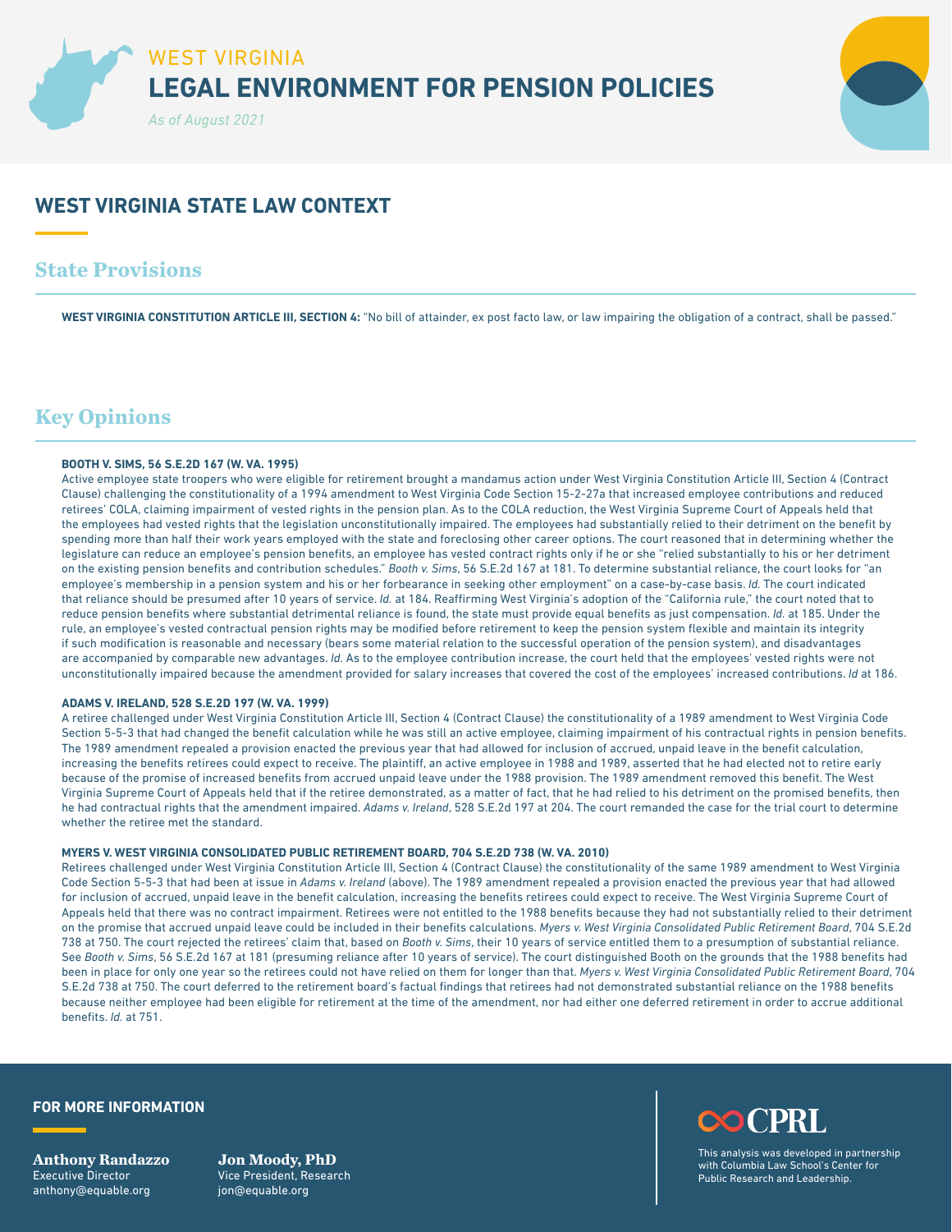# WEST VIRGINIA
# LEGAL ENVIRONMENT FOR PENSION POLICIES

*As of August 2021*

## WEST VIRGINIA STATE LAW CONTEXT

### State Provisions

**WEST VIRGINIA CONSTITUTION ARTICLE III, SECTION 4:** "No bill of attainder, ex post facto law, or law impairing the obligation of a contract, shall be passed."

### Key Opinions

**BOOTH V. SIMS, 56 S.E.2D 167 (W. VA. 1995)**

Active employee state troopers who were eligible for retirement brought a mandamus action under West Virginia Constitution Article III, Section 4 (Contract Clause) challenging the constitutionality of a 1994 amendment to West Virginia Code Section 15-2-27a that increased employee contributions and reduced retirees' COLA, claiming impairment of vested rights in the pension plan. As to the COLA reduction, the West Virginia Supreme Court of Appeals held that the employees had vested rights that the legislation unconstitutionally impaired. The employees had substantially relied to their detriment on the benefit by spending more than half their work years employed with the state and foreclosing other career options. The court reasoned that in determining whether the legislature can reduce an employee's pension benefits, an employee has vested contract rights only if he or she "relied substantially to his or her detriment on the existing pension benefits and contribution schedules." *Booth v. Sims*, 56 S.E.2d 167 at 181. To determine substantial reliance, the court looks for "an employee's membership in a pension system and his or her forbearance in seeking other employment" on a case-by-case basis. *Id.* The court indicated that reliance should be presumed after 10 years of service. *Id.* at 184. Reaffirming West Virginia's adoption of the "California rule," the court noted that to reduce pension benefits where substantial detrimental reliance is found, the state must provide equal benefits as just compensation. *Id.* at 185. Under the rule, an employee's vested contractual pension rights may be modified before retirement to keep the pension system flexible and maintain its integrity if such modification is reasonable and necessary (bears some material relation to the successful operation of the pension system), and disadvantages are accompanied by comparable new advantages. *Id.* As to the employee contribution increase, the court held that the employees' vested rights were not unconstitutionally impaired because the amendment provided for salary increases that covered the cost of the employees' increased contributions. *Id* at 186.

**ADAMS V. IRELAND, 528 S.E.2D 197 (W. VA. 1999)**

A retiree challenged under West Virginia Constitution Article III, Section 4 (Contract Clause) the constitutionality of a 1989 amendment to West Virginia Code Section 5-5-3 that had changed the benefit calculation while he was still an active employee, claiming impairment of his contractual rights in pension benefits. The 1989 amendment repealed a provision enacted the previous year that had allowed for inclusion of accrued, unpaid leave in the benefit calculation, increasing the benefits retirees could expect to receive. The plaintiff, an active employee in 1988 and 1989, asserted that he had elected not to retire early because of the promise of increased benefits from accrued unpaid leave under the 1988 provision. The 1989 amendment removed this benefit. The West Virginia Supreme Court of Appeals held that if the retiree demonstrated, as a matter of fact, that he had relied to his detriment on the promised benefits, then he had contractual rights that the amendment impaired. *Adams v. Ireland*, 528 S.E.2d 197 at 204. The court remanded the case for the trial court to determine whether the retiree met the standard.

**MYERS V. WEST VIRGINIA CONSOLIDATED PUBLIC RETIREMENT BOARD, 704 S.E.2D 738 (W. VA. 2010)**

Retirees challenged under West Virginia Constitution Article III, Section 4 (Contract Clause) the constitutionality of the same 1989 amendment to West Virginia Code Section 5-5-3 that had been at issue in *Adams v. Ireland* (above). The 1989 amendment repealed a provision enacted the previous year that had allowed for inclusion of accrued, unpaid leave in the benefit calculation, increasing the benefits retirees could expect to receive. The West Virginia Supreme Court of Appeals held that there was no contract impairment. Retirees were not entitled to the 1988 benefits because they had not substantially relied to their detriment on the promise that accrued unpaid leave could be included in their benefits calculations. *Myers v. West Virginia Consolidated Public Retirement Board*, 704 S.E.2d 738 at 750. The court rejected the retirees' claim that, based on *Booth v. Sims*, their 10 years of service entitled them to a presumption of substantial reliance. See *Booth v. Sims*, 56 S.E.2d 167 at 181 (presuming reliance after 10 years of service). The court distinguished Booth on the grounds that the 1988 benefits had been in place for only one year so the retirees could not have relied on them for longer than that. *Myers v. West Virginia Consolidated Public Retirement Board*, 704 S.E.2d 738 at 750. The court deferred to the retirement board's factual findings that retirees had not demonstrated substantial reliance on the 1988 benefits because neither employee had been eligible for retirement at the time of the amendment, nor had either one deferred retirement in order to accrue additional benefits. *Id.* at 751.

**FOR MORE INFORMATION**

**Anthony Randazzo**
Executive Director
anthony@equable.org

**Jon Moody, PhD**
Vice President, Research
jon@equable.org

CPRL

This analysis was developed in partnership with Columbia Law School's Center for Public Research and Leadership.